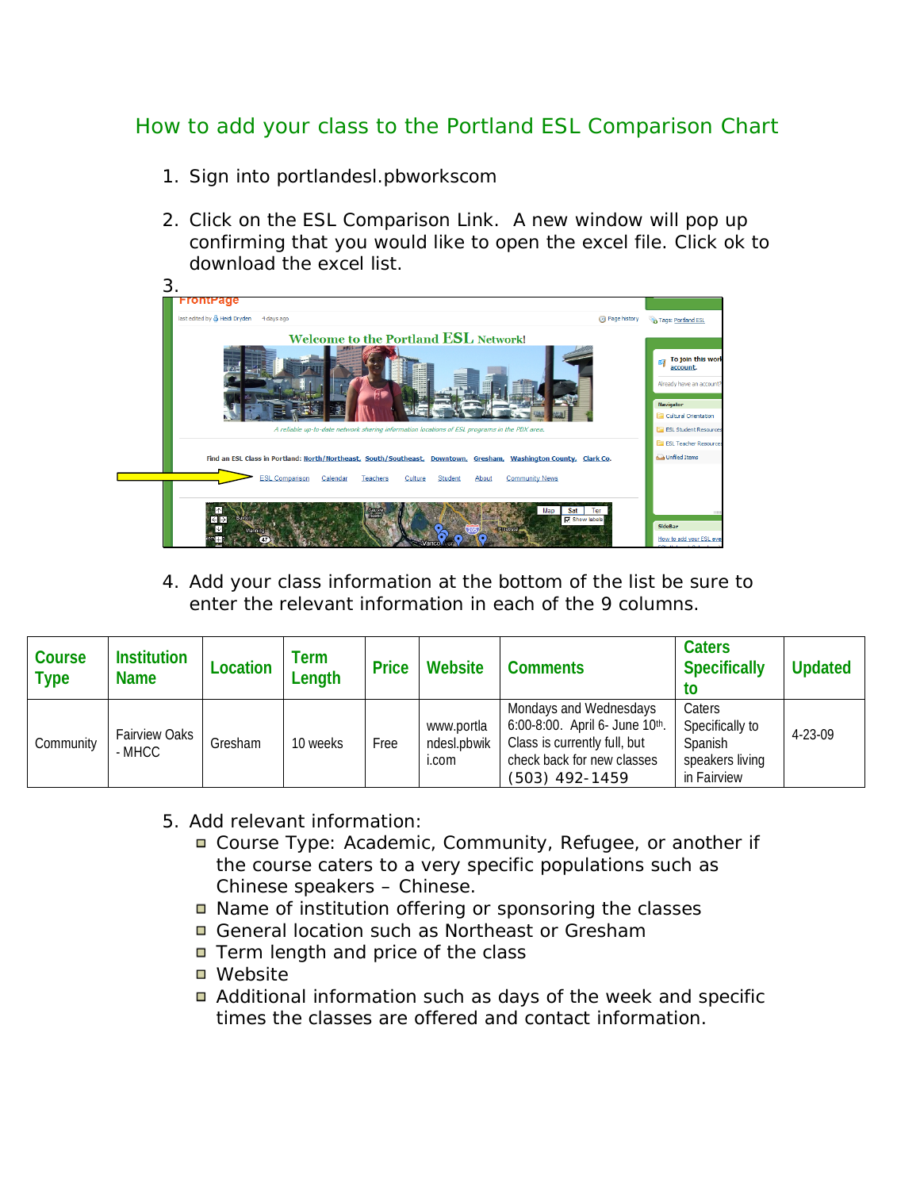# How to add your class to the Portland ESL Comparison Chart

1. Sign into portlandesl.pbworkscom

2. Click on the ESL Comparison Link. A new window will pop up confirming that you would like to open the excel file. Click ok to download the excel list.

3.

4. Add your class information at the bottom of the list be sure to enter the relevant information in each of the 9 columns.

| Course Type | Institution Name | Location | Term Length | Price | Website | Comments | Caters Specifically to | Updated |
|---|---|---|---|---|---|---|---|---|
| Community | Fairview Oaks - MHCC | Gresham | 10 weeks | Free | www.portlandesl.pbwiki.com | Mondays and Wednesdays 6:00-8:00. April 6- June 10th. Class is currently full, but check back for new classes (503) 492-1459 | Caters Specifically to Spanish speakers living in Fairview | 4-23-09 |

5. Add relevant information:
   - Course Type: Academic, Community, Refugee, or another if the course caters to a very specific populations such as Chinese speakers – Chinese.
   - Name of institution offering or sponsoring the classes
   - General location such as Northeast or Gresham
   - Term length and price of the class
   - Website
   - Additional information such as days of the week and specific times the classes are offered and contact information.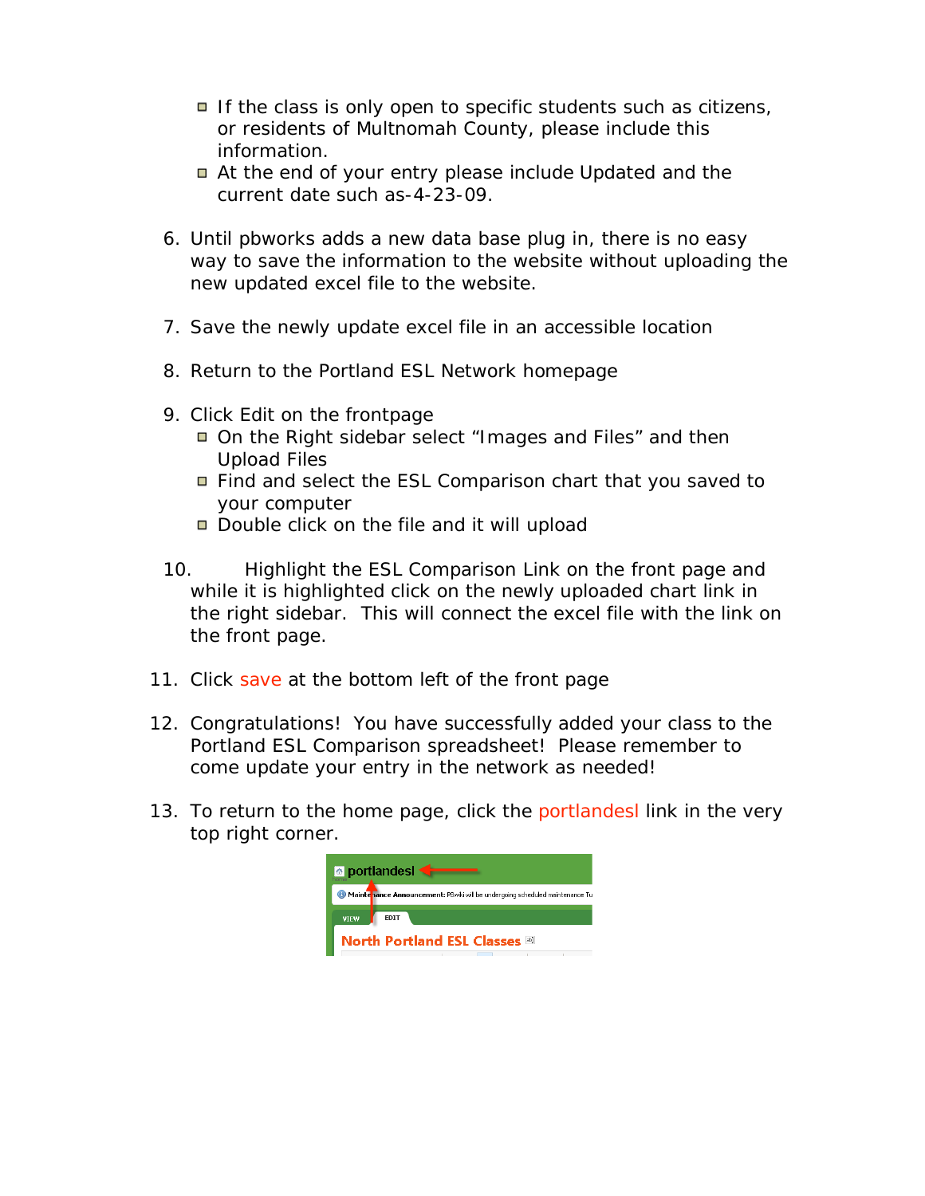- If the class is only open to specific students such as citizens, or residents of Multnomah County, please include this information.
- At the end of your entry please include Updated and the current date such as-4-23-09.

6. Until pbworks adds a new data base plug in, there is no easy way to save the information to the website without uploading the new updated excel file to the website.

7. Save the newly update excel file in an accessible location

8. Return to the Portland ESL Network homepage

9. Click Edit on the frontpage
   - On the Right sidebar select "Images and Files" and then Upload Files
   - Find and select the ESL Comparison chart that you saved to your computer
   - Double click on the file and it will upload

10. Highlight the ESL Comparison Link on the front page and while it is highlighted click on the newly uploaded chart link in the right sidebar. This will connect the excel file with the link on the front page.

11. Click save at the bottom left of the front page

12. Congratulations! You have successfully added your class to the Portland ESL Comparison spreadsheet! Please remember to come update your entry in the network as needed!

13. To return to the home page, click the portlandesl link in the very top right corner.